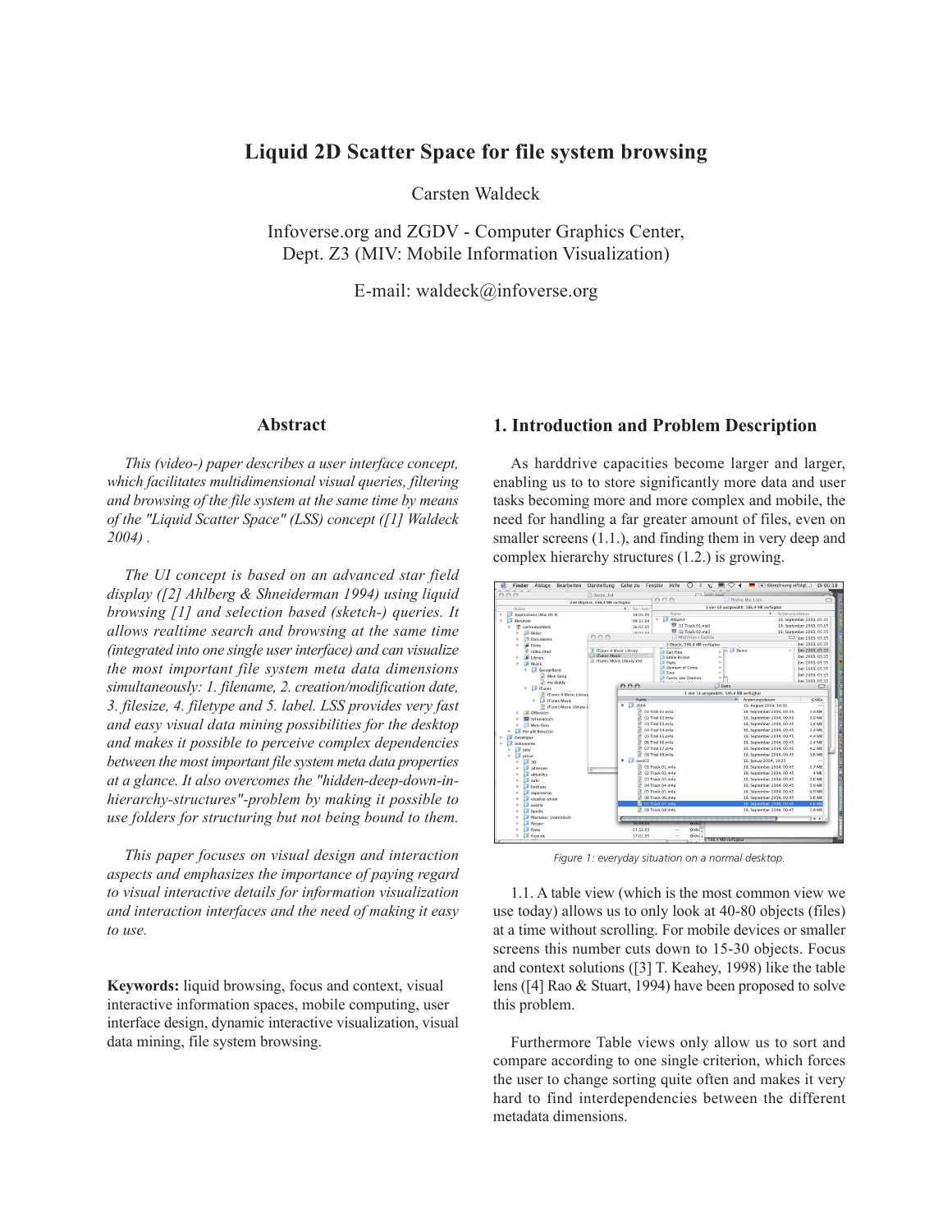# Liquid 2D Scatter Space for file system browsing

Carsten Waldeck

Infoverse.org and ZGDV - Computer Graphics Center, Dept. Z3 (MIV: Mobile Information Visualization)

E-mail: waldeck@infoverse.org

## Abstract

*This (video-) paper describes a user interface concept, which facilitates multidimensional visual queries, filtering and browsing of the file system at the same time by means of the "Liquid Scatter Space" (LSS) concept ([1] Waldeck 2004) .*

*The UI concept is based on an advanced star field display ([2] Ahlberg & Shneiderman 1994) using liquid browsing [1] and selection based (sketch-) queries. It allows realtime search and browsing at the same time (integrated into one single user interface) and can visualize the most important file system meta data dimensions simultaneously: 1. filename, 2. creation/modification date, 3. filesize, 4. filetype and 5. label. LSS provides very fast and easy visual data mining possibilities for the desktop and makes it possible to perceive complex dependencies between the most important file system meta data properties at a glance. It also overcomes the "hidden-deep-down-in-hierarchy-structures"-problem by making it possible to use folders for structuring but not being bound to them.*

*This paper focuses on visual design and interaction aspects and emphasizes the importance of paying regard to visual interactive details for information visualization and interaction interfaces and the need of making it easy to use.*

**Keywords:** liquid browsing, focus and context, visual interactive information spaces, mobile computing, user interface design, dynamic interactive visualization, visual data mining, file system browsing.

## 1. Introduction and Problem Description

As harddrive capacities become larger and larger, enabling us to to store significantly more data and user tasks becoming more and more complex and mobile, the need for handling a far greater amount of files, even on smaller screens (1.1.), and finding them in very deep and complex hierarchy structures (1.2.) is growing.

*Figure 1: everyday situation on a normal desktop.*

1.1. A table view (which is the most common view we use today) allows us to only look at 40-80 objects (files) at a time without scrolling. For mobile devices or smaller screens this number cuts down to 15-30 objects. Focus and context solutions ([3] T. Keahey, 1998) like the table lens ([4] Rao & Stuart, 1994) have been proposed to solve this problem.

Furthermore Table views only allow us to sort and compare according to one single criterion, which forces the user to change sorting quite often and makes it very hard to find interdependencies between the different metadata dimensions.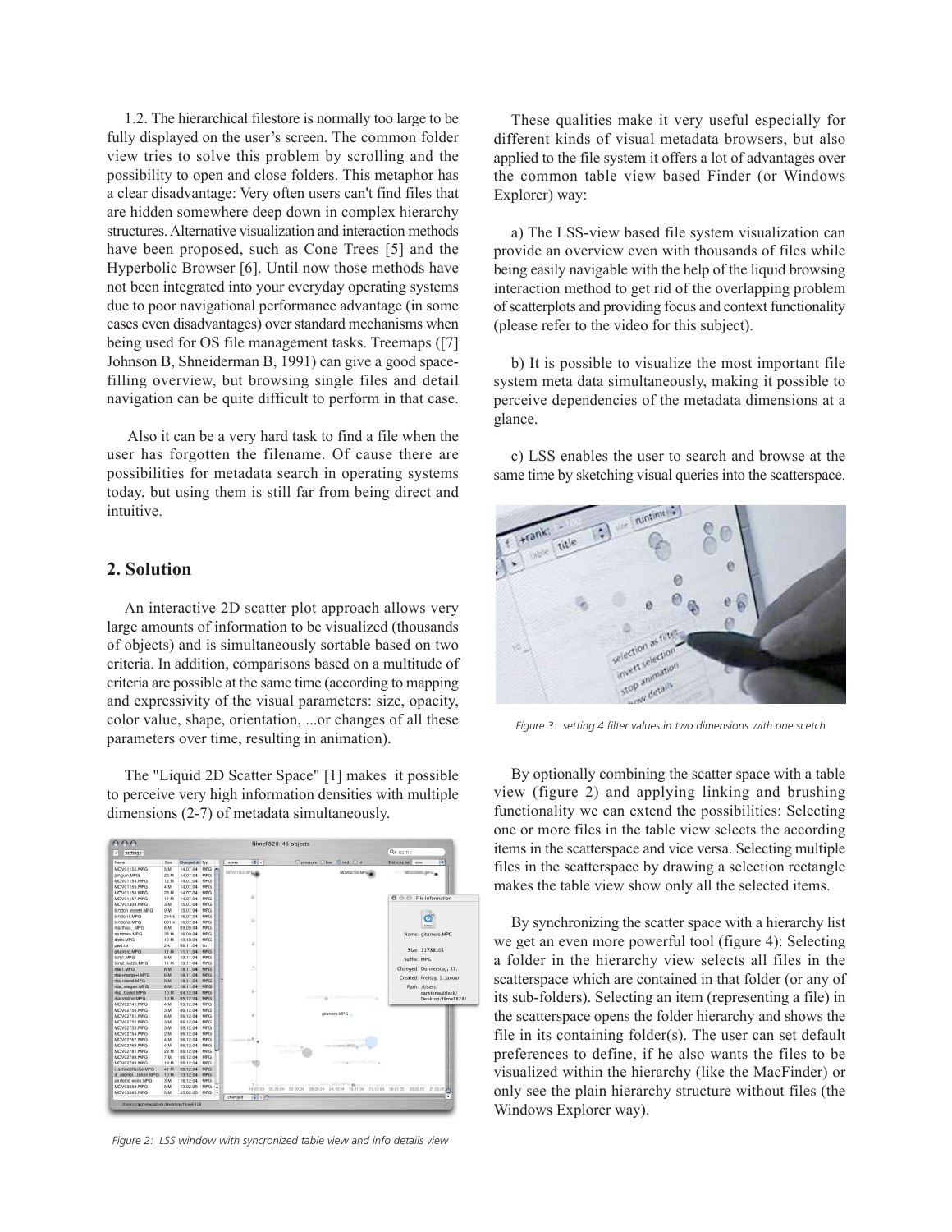1.2. The hierarchical filestore is normally too large to be fully displayed on the user's screen. The common folder view tries to solve this problem by scrolling and the possibility to open and close folders. This metaphor has a clear disadvantage: Very often users can't find files that are hidden somewhere deep down in complex hierarchy structures. Alternative visualization and interaction methods have been proposed, such as Cone Trees [5] and the Hyperbolic Browser [6]. Until now those methods have not been integrated into your everyday operating systems due to poor navigational performance advantage (in some cases even disadvantages) over standard mechanisms when being used for OS file management tasks. Treemaps ([7] Johnson B, Shneiderman B, 1991) can give a good space-filling overview, but browsing single files and detail navigation can be quite difficult to perform in that case.

Also it can be a very hard task to find a file when the user has forgotten the filename. Of cause there are possibilities for metadata search in operating systems today, but using them is still far from being direct and intuitive.

## 2. Solution

An interactive 2D scatter plot approach allows very large amounts of information to be visualized (thousands of objects) and is simultaneously sortable based on two criteria. In addition, comparisons based on a multitude of criteria are possible at the same time (according to mapping and expressivity of the visual parameters: size, opacity, color value, shape, orientation, ...or changes of all these parameters over time, resulting in animation).

The "Liquid 2D Scatter Space" [1] makes it possible to perceive very high information densities with multiple dimensions (2-7) of metadata simultaneously.

*Figure 2: LSS window with syncronized table view and info details view*

These qualities make it very useful especially for different kinds of visual metadata browsers, but also applied to the file system it offers a lot of advantages over the common table view based Finder (or Windows Explorer) way:

a) The LSS-view based file system visualization can provide an overview even with thousands of files while being easily navigable with the help of the liquid browsing interaction method to get rid of the overlapping problem of scatterplots and providing focus and context functionality (please refer to the video for this subject).

b) It is possible to visualize the most important file system meta data simultaneously, making it possible to perceive dependencies of the metadata dimensions at a glance.

c) LSS enables the user to search and browse at the same time by sketching visual queries into the scatterspace.

*Figure 3: setting 4 filter values in two dimensions with one scetch*

By optionally combining the scatter space with a table view (figure 2) and applying linking and brushing functionality we can extend the possibilities: Selecting one or more files in the table view selects the according items in the scatterspace and vice versa. Selecting multiple files in the scatterspace by drawing a selection rectangle makes the table view show only all the selected items.

By synchronizing the scatter space with a hierarchy list we get an even more powerful tool (figure 4): Selecting a folder in the hierarchy view selects all files in the scatterspace which are contained in that folder (or any of its sub-folders). Selecting an item (representing a file) in the scatterspace opens the folder hierarchy and shows the file in its containing folder(s). The user can set default preferences to define, if he also wants the files to be visualized within the hierarchy (like the MacFinder) or only see the plain hierarchy structure without files (the Windows Explorer way).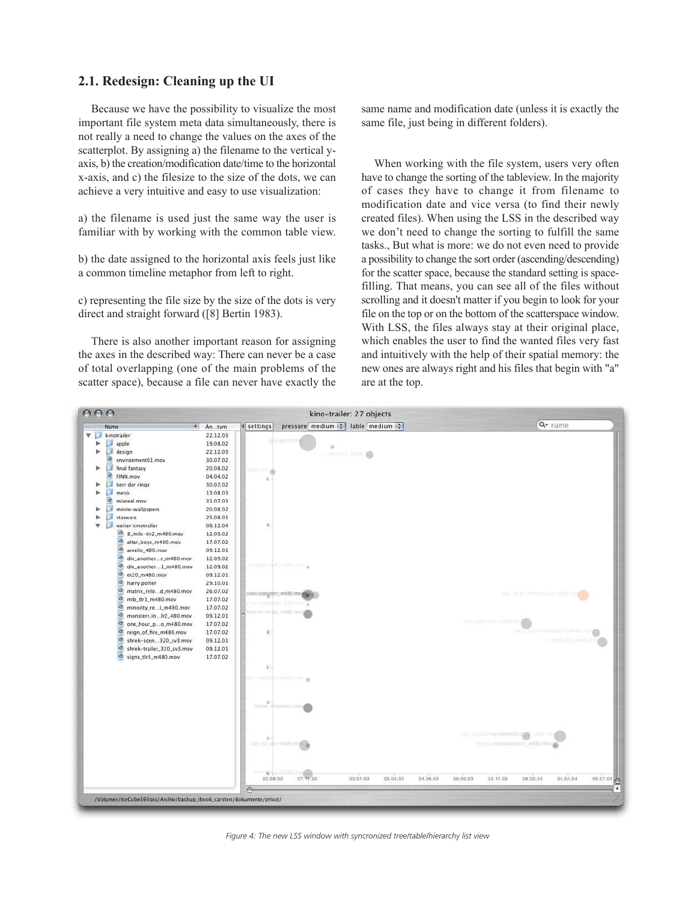## 2.1. Redesign: Cleaning up the UI

Because we have the possibility to visualize the most important file system meta data simultaneously, there is not really a need to change the values on the axes of the scatterplot. By assigning a) the filename to the vertical y-axis, b) the creation/modification date/time to the horizontal x-axis, and c) the filesize to the size of the dots, we can achieve a very intuitive and easy to use visualization:

a) the filename is used just the same way the user is familiar with by working with the common table view.

b) the date assigned to the horizontal axis feels just like a common timeline metaphor from left to right.

c) representing the file size by the size of the dots is very direct and straight forward ([8] Bertin 1983).

There is also another important reason for assigning the axes in the described way: There can never be a case of total overlapping (one of the main problems of the scatter space), because a file can never have exactly the same name and modification date (unless it is exactly the same file, just being in different folders).

When working with the file system, users very often have to change the sorting of the tableview. In the majority of cases they have to change it from filename to modification date and vice versa (to find their newly created files). When using the LSS in the described way we don't need to change the sorting to fulfill the same tasks., But what is more: we do not even need to provide a possibility to change the sort order (ascending/descending) for the scatter space, because the standard setting is space-filling. That means, you can see all of the files without scrolling and it doesn't matter if you begin to look for your file on the top or on the bottom of the scatterspace window. With LSS, the files always stay at their original place, which enables the user to find the wanted files very fast and intuitively with the help of their spatial memory: the new ones are always right and his files that begin with "a" are at the top.

*Figure 4: The new LSS window with syncronized tree/table/hierarchy list view*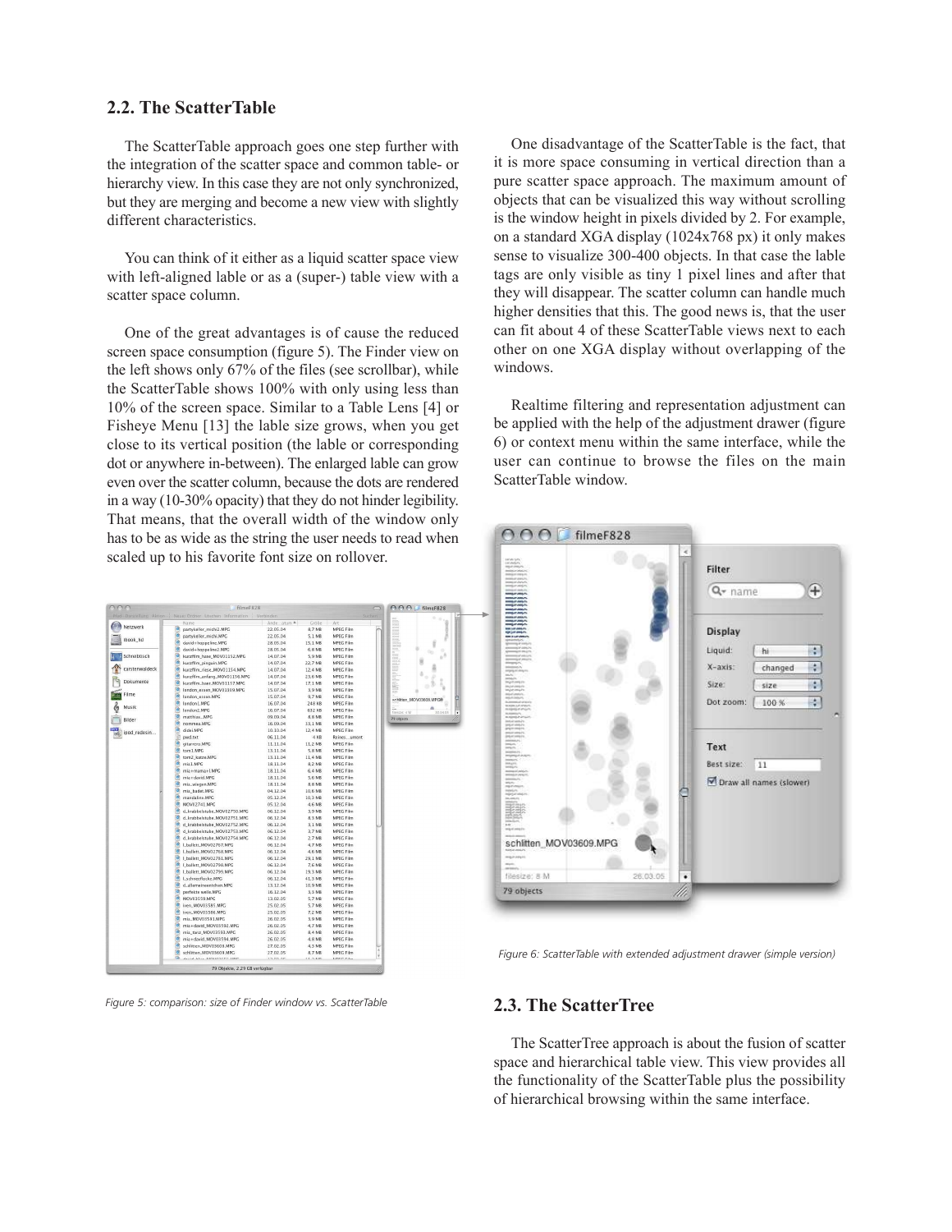## 2.2. The ScatterTable

The ScatterTable approach goes one step further with the integration of the scatter space and common table- or hierarchy view. In this case they are not only synchronized, but they are merging and become a new view with slightly different characteristics.

You can think of it either as a liquid scatter space view with left-aligned lable or as a (super-) table view with a scatter space column.

One of the great advantages is of cause the reduced screen space consumption (figure 5). The Finder view on the left shows only 67% of the files (see scrollbar), while the ScatterTable shows 100% with only using less than 10% of the screen space. Similar to a Table Lens [4] or Fisheye Menu [13] the lable size grows, when you get close to its vertical position (the lable or corresponding dot or anywhere in-between). The enlarged lable can grow even over the scatter column, because the dots are rendered in a way (10-30% opacity) that they do not hinder legibility. That means, that the overall width of the window only has to be as wide as the string the user needs to read when scaled up to his favorite font size on rollover.

*Figure 5: comparison: size of Finder window vs. ScatterTable*

One disadvantage of the ScatterTable is the fact, that it is more space consuming in vertical direction than a pure scatter space approach. The maximum amount of objects that can be visualized this way without scrolling is the window height in pixels divided by 2. For example, on a standard XGA display (1024x768 px) it only makes sense to visualize 300-400 objects. In that case the lable tags are only visible as tiny 1 pixel lines and after that they will disappear. The scatter column can handle much higher densities that this. The good news is, that the user can fit about 4 of these ScatterTable views next to each other on one XGA display without overlapping of the windows.

Realtime filtering and representation adjustment can be applied with the help of the adjustment drawer (figure 6) or context menu within the same interface, while the user can continue to browse the files on the main ScatterTable window.

*Figure 6: ScatterTable with extended adjustment drawer (simple version)*

## 2.3. The ScatterTree

The ScatterTree approach is about the fusion of scatter space and hierarchical table view. This view provides all the functionality of the ScatterTable plus the possibility of hierarchical browsing within the same interface.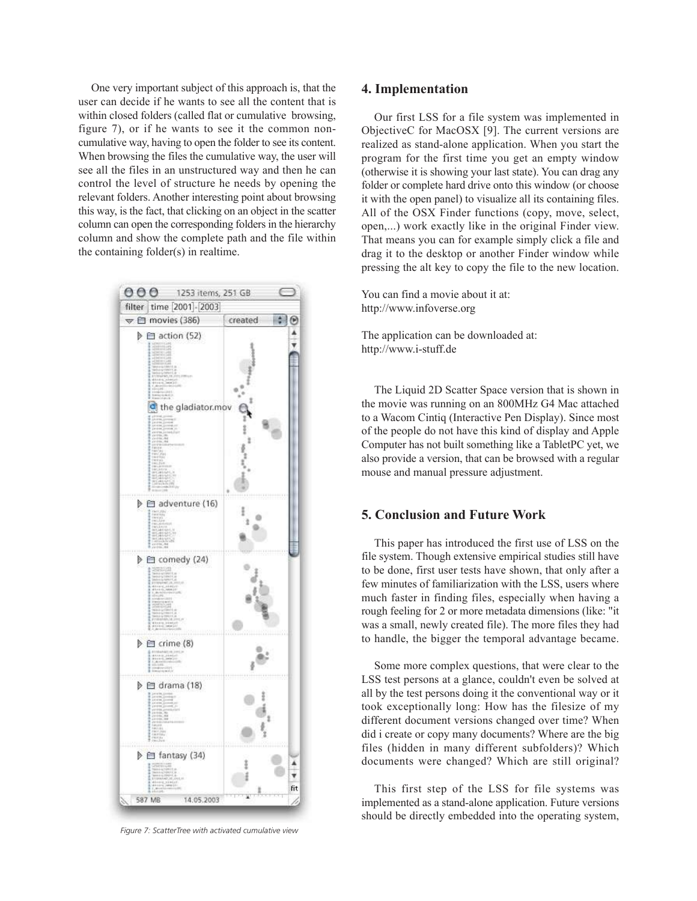One very important subject of this approach is, that the user can decide if he wants to see all the content that is within closed folders (called flat or cumulative browsing, figure 7), or if he wants to see it the common non-cumulative way, having to open the folder to see its content. When browsing the files the cumulative way, the user will see all the files in an unstructured way and then he can control the level of structure he needs by opening the relevant folders. Another interesting point about browsing this way, is the fact, that clicking on an object in the scatter column can open the corresponding folders in the hierarchy column and show the complete path and the file within the containing folder(s) in realtime.

*Figure 7: ScatterTree with activated cumulative view*

## 4. Implementation

Our first LSS for a file system was implemented in ObjectiveC for MacOSX [9]. The current versions are realized as stand-alone application. When you start the program for the first time you get an empty window (otherwise it is showing your last state). You can drag any folder or complete hard drive onto this window (or choose it with the open panel) to visualize all its containing files. All of the OSX Finder functions (copy, move, select, open,...) work exactly like in the original Finder view. That means you can for example simply click a file and drag it to the desktop or another Finder window while pressing the alt key to copy the file to the new location.

You can find a movie about it at:
http://www.infoverse.org

The application can be downloaded at:
http://www.i-stuff.de

The Liquid 2D Scatter Space version that is shown in the movie was running on an 800MHz G4 Mac attached to a Wacom Cintiq (Interactive Pen Display). Since most of the people do not have this kind of display and Apple Computer has not built something like a TabletPC yet, we also provide a version, that can be browsed with a regular mouse and manual pressure adjustment.

## 5. Conclusion and Future Work

This paper has introduced the first use of LSS on the file system. Though extensive empirical studies still have to be done, first user tests have shown, that only after a few minutes of familiarization with the LSS, users where much faster in finding files, especially when having a rough feeling for 2 or more metadata dimensions (like: "it was a small, newly created file). The more files they had to handle, the bigger the temporal advantage became.

Some more complex questions, that were clear to the LSS test persons at a glance, couldn't even be solved at all by the test persons doing it the conventional way or it took exceptionally long: How has the filesize of my different document versions changed over time? When did i create or copy many documents? Where are the big files (hidden in many different subfolders)? Which documents were changed? Which are still original?

This first step of the LSS for file systems was implemented as a stand-alone application. Future versions should be directly embedded into the operating system,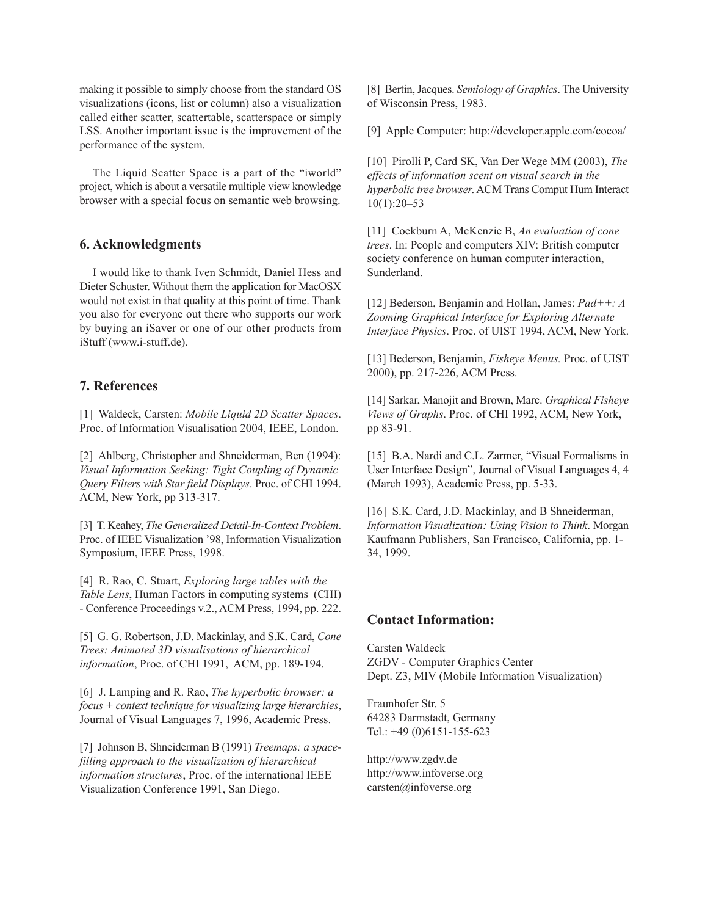making it possible to simply choose from the standard OS visualizations (icons, list or column) also a visualization called either scatter, scattertable, scatterspace or simply LSS. Another important issue is the improvement of the performance of the system.

The Liquid Scatter Space is a part of the "iworld" project, which is about a versatile multiple view knowledge browser with a special focus on semantic web browsing.

## 6. Acknowledgments

I would like to thank Iven Schmidt, Daniel Hess and Dieter Schuster. Without them the application for MacOSX would not exist in that quality at this point of time. Thank you also for everyone out there who supports our work by buying an iSaver or one of our other products from iStuff (www.i-stuff.de).

## 7. References

[1] Waldeck, Carsten: *Mobile Liquid 2D Scatter Spaces*. Proc. of Information Visualisation 2004, IEEE, London.

[2] Ahlberg, Christopher and Shneiderman, Ben (1994): *Visual Information Seeking: Tight Coupling of Dynamic Query Filters with Star field Displays*. Proc. of CHI 1994. ACM, New York, pp 313-317.

[3] T. Keahey, *The Generalized Detail-In-Context Problem*. Proc. of IEEE Visualization '98, Information Visualization Symposium, IEEE Press, 1998.

[4] R. Rao, C. Stuart, *Exploring large tables with the Table Lens*, Human Factors in computing systems (CHI) - Conference Proceedings v.2., ACM Press, 1994, pp. 222.

[5] G. G. Robertson, J.D. Mackinlay, and S.K. Card, *Cone Trees: Animated 3D visualisations of hierarchical information*, Proc. of CHI 1991, ACM, pp. 189-194.

[6] J. Lamping and R. Rao, *The hyperbolic browser: a focus + context technique for visualizing large hierarchies*, Journal of Visual Languages 7, 1996, Academic Press.

[7] Johnson B, Shneiderman B (1991) *Treemaps: a space-filling approach to the visualization of hierarchical information structures*, Proc. of the international IEEE Visualization Conference 1991, San Diego.

[8] Bertin, Jacques. *Semiology of Graphics*. The University of Wisconsin Press, 1983.

[9] Apple Computer: http://developer.apple.com/cocoa/

[10] Pirolli P, Card SK, Van Der Wege MM (2003), *The effects of information scent on visual search in the hyperbolic tree browser*. ACM Trans Comput Hum Interact 10(1):20–53

[11] Cockburn A, McKenzie B, *An evaluation of cone trees*. In: People and computers XIV: British computer society conference on human computer interaction, Sunderland.

[12] Bederson, Benjamin and Hollan, James: *Pad++: A Zooming Graphical Interface for Exploring Alternate Interface Physics*. Proc. of UIST 1994, ACM, New York.

[13] Bederson, Benjamin, *Fisheye Menus.* Proc. of UIST 2000), pp. 217-226, ACM Press.

[14] Sarkar, Manojit and Brown, Marc. *Graphical Fisheye Views of Graphs*. Proc. of CHI 1992, ACM, New York, pp 83-91.

[15] B.A. Nardi and C.L. Zarmer, "Visual Formalisms in User Interface Design", Journal of Visual Languages 4, 4 (March 1993), Academic Press, pp. 5-33.

[16] S.K. Card, J.D. Mackinlay, and B Shneiderman, *Information Visualization: Using Vision to Think*. Morgan Kaufmann Publishers, San Francisco, California, pp. 1-34, 1999.

## Contact Information:

Carsten Waldeck
ZGDV - Computer Graphics Center
Dept. Z3, MIV (Mobile Information Visualization)

Fraunhofer Str. 5
64283 Darmstadt, Germany
Tel.: +49 (0)6151-155-623

http://www.zgdv.de
http://www.infoverse.org
carsten@infoverse.org